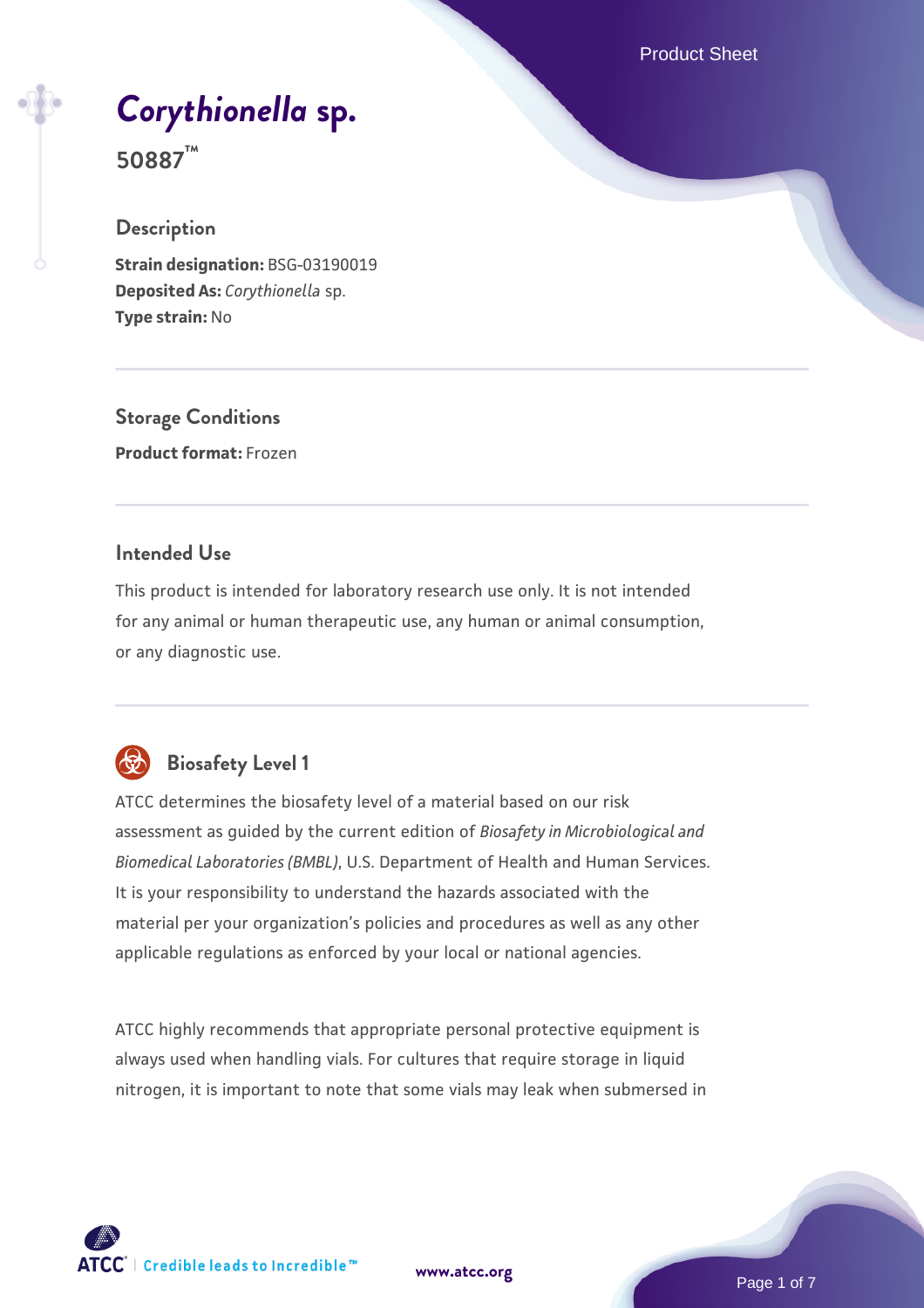# *Corythionella* sp.

## 50887™

### Description

**Strain designation:** BSG-03190019
**Deposited As:** *Corythionella* sp.
**Type strain:** No

### Storage Conditions

**Product format:** Frozen

### Intended Use

This product is intended for laboratory research use only. It is not intended for any animal or human therapeutic use, any human or animal consumption, or any diagnostic use.

### Biosafety Level 1

ATCC determines the biosafety level of a material based on our risk assessment as guided by the current edition of *Biosafety in Microbiological and Biomedical Laboratories (BMBL)*, U.S. Department of Health and Human Services. It is your responsibility to understand the hazards associated with the material per your organization's policies and procedures as well as any other applicable regulations as enforced by your local or national agencies.

ATCC highly recommends that appropriate personal protective equipment is always used when handling vials. For cultures that require storage in liquid nitrogen, it is important to note that some vials may leak when submersed in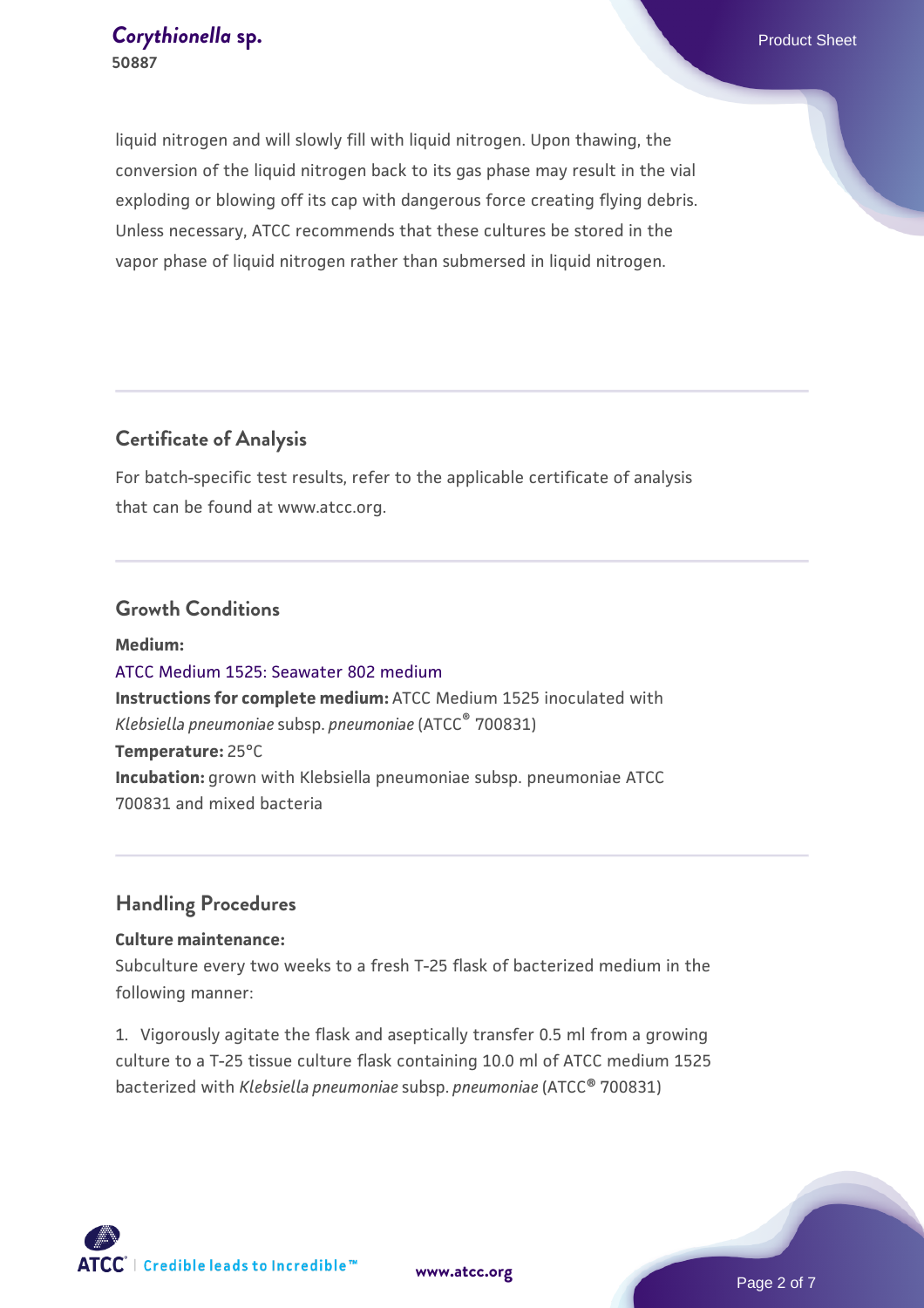liquid nitrogen and will slowly fill with liquid nitrogen. Upon thawing, the conversion of the liquid nitrogen back to its gas phase may result in the vial exploding or blowing off its cap with dangerous force creating flying debris. Unless necessary, ATCC recommends that these cultures be stored in the vapor phase of liquid nitrogen rather than submersed in liquid nitrogen.

## Certificate of Analysis

For batch-specific test results, refer to the applicable certificate of analysis that can be found at www.atcc.org.

## Growth Conditions

**Medium:**
ATCC Medium 1525: Seawater 802 medium
**Instructions for complete medium:** ATCC Medium 1525 inoculated with *Klebsiella pneumoniae* subsp. *pneumoniae* (ATCC® 700831)
**Temperature:** 25°C
**Incubation:** grown with Klebsiella pneumoniae subsp. pneumoniae ATCC 700831 and mixed bacteria

## Handling Procedures

**Culture maintenance:**
Subculture every two weeks to a fresh T-25 flask of bacterized medium in the following manner:

1. Vigorously agitate the flask and aseptically transfer 0.5 ml from a growing culture to a T-25 tissue culture flask containing 10.0 ml of ATCC medium 1525 bacterized with *Klebsiella pneumoniae* subsp. *pneumoniae* (ATCC® 700831)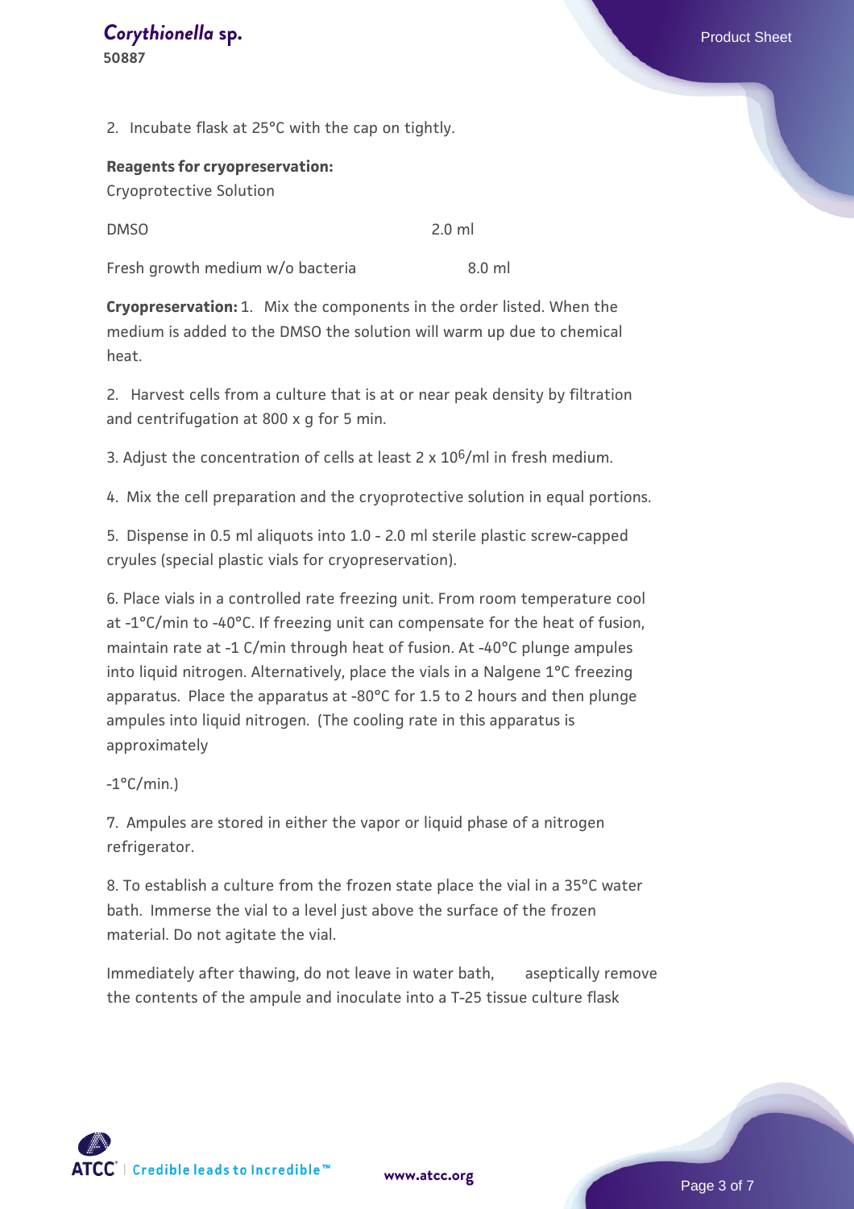2. Incubate flask at 25°C with the cap on tightly.

**Reagents for cryopreservation:**

Cryoprotective Solution

| DMSO | 2.0 ml |
| --- | --- |
| Fresh growth medium w/o bacteria | 8.0 ml |

**Cryopreservation:** 1. Mix the components in the order listed. When the medium is added to the DMSO the solution will warm up due to chemical heat.

2. Harvest cells from a culture that is at or near peak density by filtration and centrifugation at 800 x g for 5 min.

3. Adjust the concentration of cells at least 2 x $10^6$/ml in fresh medium.

4. Mix the cell preparation and the cryoprotective solution in equal portions.

5. Dispense in 0.5 ml aliquots into 1.0 - 2.0 ml sterile plastic screw-capped cryules (special plastic vials for cryopreservation).

6. Place vials in a controlled rate freezing unit. From room temperature cool at -1°C/min to -40°C. If freezing unit can compensate for the heat of fusion, maintain rate at -1 C/min through heat of fusion. At -40°C plunge ampules into liquid nitrogen. Alternatively, place the vials in a Nalgene 1°C freezing apparatus. Place the apparatus at -80°C for 1.5 to 2 hours and then plunge ampules into liquid nitrogen. (The cooling rate in this apparatus is approximately

-1°C/min.)

7. Ampules are stored in either the vapor or liquid phase of a nitrogen refrigerator.

8. To establish a culture from the frozen state place the vial in a 35°C water bath. Immerse the vial to a level just above the surface of the frozen material. Do not agitate the vial.

Immediately after thawing, do not leave in water bath, aseptically remove the contents of the ampule and inoculate into a T-25 tissue culture flask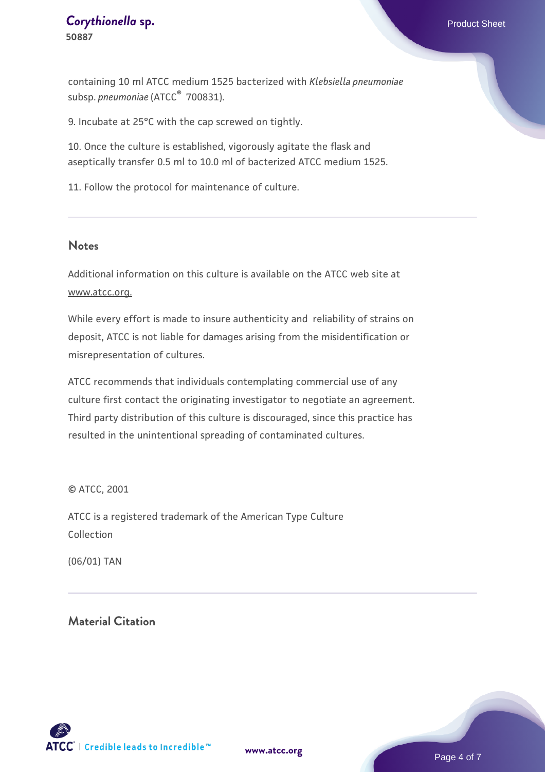containing 10 ml ATCC medium 1525 bacterized with *Klebsiella pneumoniae* subsp. *pneumoniae* (ATCC® 700831).

9. Incubate at 25°C with the cap screwed on tightly.

10. Once the culture is established, vigorously agitate the flask and aseptically transfer 0.5 ml to 10.0 ml of bacterized ATCC medium 1525.

11. Follow the protocol for maintenance of culture.

## Notes

Additional information on this culture is available on the ATCC web site at www.atcc.org.

While every effort is made to insure authenticity and reliability of strains on deposit, ATCC is not liable for damages arising from the misidentification or misrepresentation of cultures.

ATCC recommends that individuals contemplating commercial use of any culture first contact the originating investigator to negotiate an agreement. Third party distribution of this culture is discouraged, since this practice has resulted in the unintentional spreading of contaminated cultures.

© ATCC, 2001

ATCC is a registered trademark of the American Type Culture Collection

(06/01) TAN

## Material Citation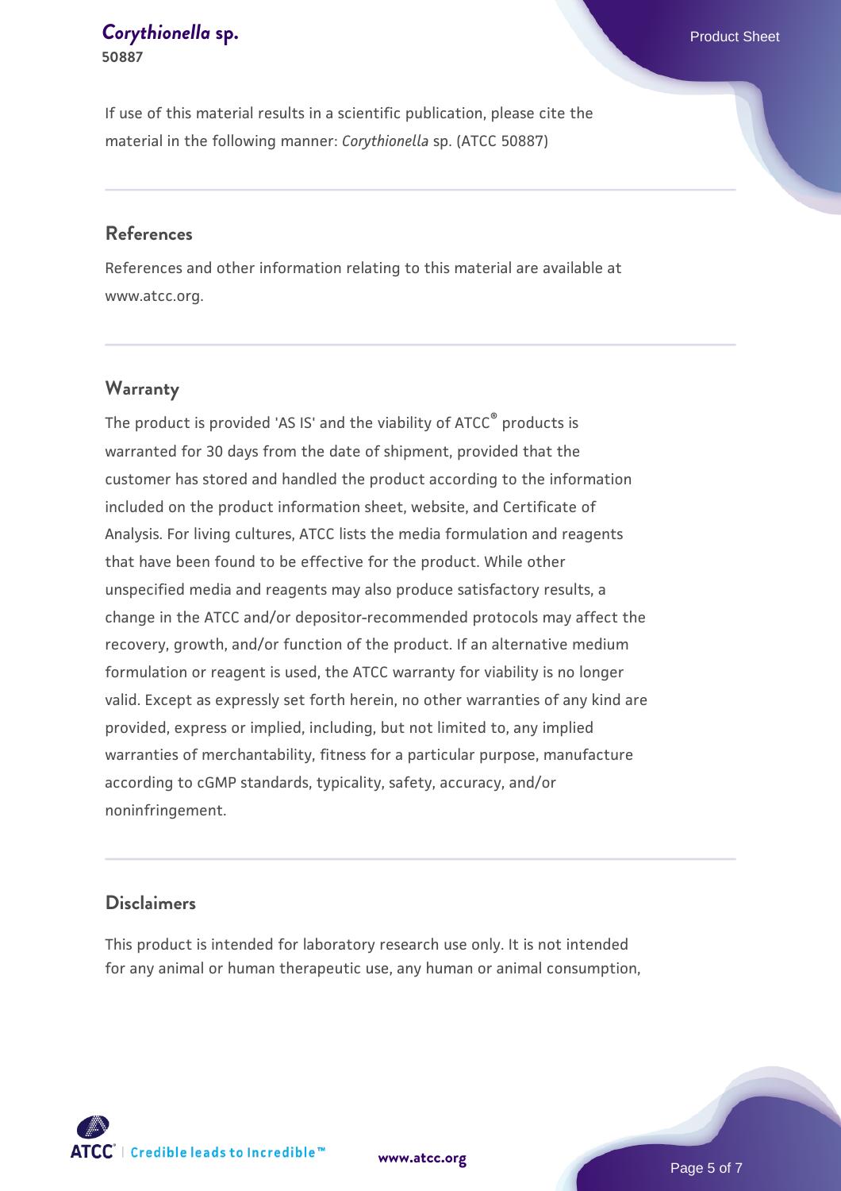If use of this material results in a scientific publication, please cite the material in the following manner: *Corythionella* sp. (ATCC 50887)

## References

References and other information relating to this material are available at www.atcc.org.

## Warranty

The product is provided 'AS IS' and the viability of ATCC® products is warranted for 30 days from the date of shipment, provided that the customer has stored and handled the product according to the information included on the product information sheet, website, and Certificate of Analysis. For living cultures, ATCC lists the media formulation and reagents that have been found to be effective for the product. While other unspecified media and reagents may also produce satisfactory results, a change in the ATCC and/or depositor-recommended protocols may affect the recovery, growth, and/or function of the product. If an alternative medium formulation or reagent is used, the ATCC warranty for viability is no longer valid. Except as expressly set forth herein, no other warranties of any kind are provided, express or implied, including, but not limited to, any implied warranties of merchantability, fitness for a particular purpose, manufacture according to cGMP standards, typicality, safety, accuracy, and/or noninfringement.

## Disclaimers

This product is intended for laboratory research use only. It is not intended for any animal or human therapeutic use, any human or animal consumption,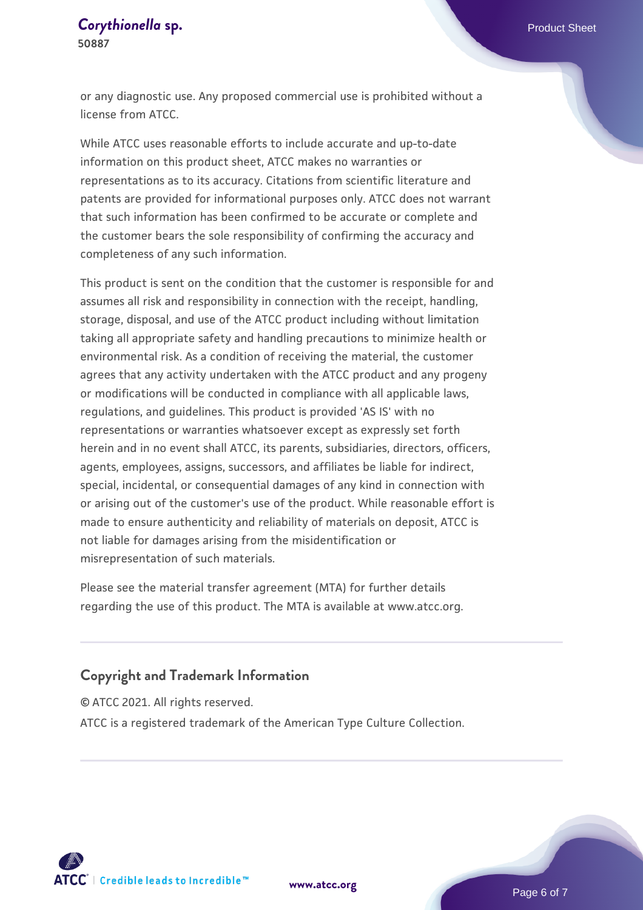or any diagnostic use. Any proposed commercial use is prohibited without a license from ATCC.

While ATCC uses reasonable efforts to include accurate and up-to-date information on this product sheet, ATCC makes no warranties or representations as to its accuracy. Citations from scientific literature and patents are provided for informational purposes only. ATCC does not warrant that such information has been confirmed to be accurate or complete and the customer bears the sole responsibility of confirming the accuracy and completeness of any such information.

This product is sent on the condition that the customer is responsible for and assumes all risk and responsibility in connection with the receipt, handling, storage, disposal, and use of the ATCC product including without limitation taking all appropriate safety and handling precautions to minimize health or environmental risk. As a condition of receiving the material, the customer agrees that any activity undertaken with the ATCC product and any progeny or modifications will be conducted in compliance with all applicable laws, regulations, and guidelines. This product is provided 'AS IS' with no representations or warranties whatsoever except as expressly set forth herein and in no event shall ATCC, its parents, subsidiaries, directors, officers, agents, employees, assigns, successors, and affiliates be liable for indirect, special, incidental, or consequential damages of any kind in connection with or arising out of the customer's use of the product. While reasonable effort is made to ensure authenticity and reliability of materials on deposit, ATCC is not liable for damages arising from the misidentification or misrepresentation of such materials.

Please see the material transfer agreement (MTA) for further details regarding the use of this product. The MTA is available at www.atcc.org.

## Copyright and Trademark Information

© ATCC 2021. All rights reserved.

ATCC is a registered trademark of the American Type Culture Collection.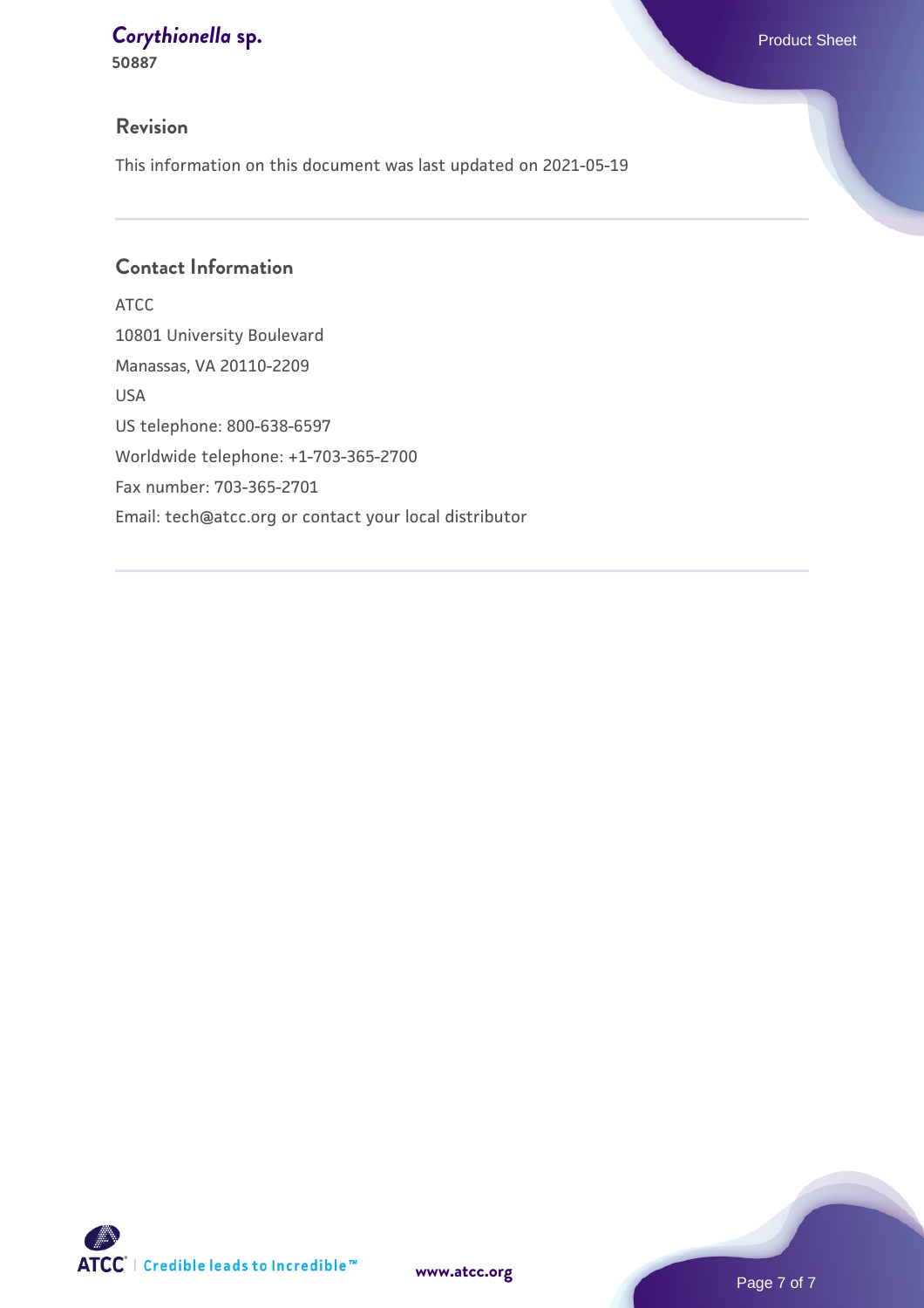## Revision

This information on this document was last updated on 2021-05-19

## Contact Information

ATCC
10801 University Boulevard
Manassas, VA 20110-2209
USA
US telephone: 800-638-6597
Worldwide telephone: +1-703-365-2700
Fax number: 703-365-2701
Email: tech@atcc.org or contact your local distributor